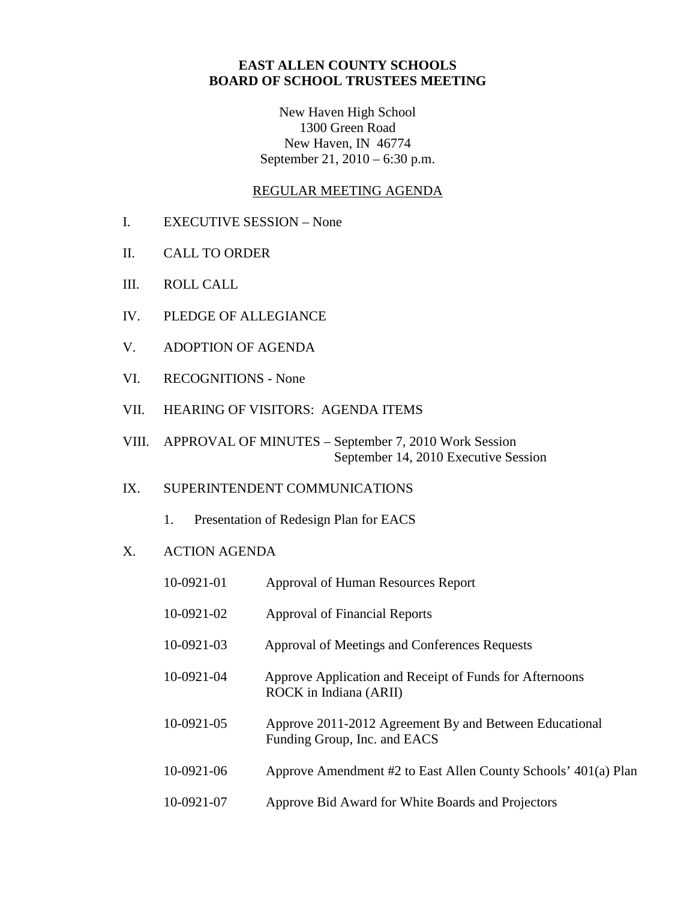**EAST ALLEN COUNTY SCHOOLS**
**BOARD OF SCHOOL TRUSTEES MEETING**

New Haven High School
1300 Green Road
New Haven, IN 46774
September 21, 2010 – 6:30 p.m.

<u>REGULAR MEETING AGENDA</u>

I. EXECUTIVE SESSION – None

II. CALL TO ORDER

III. ROLL CALL

IV. PLEDGE OF ALLEGIANCE

V. ADOPTION OF AGENDA

VI. RECOGNITIONS - None

VII. HEARING OF VISITORS: AGENDA ITEMS

VIII. APPROVAL OF MINUTES – September 7, 2010 Work Session
September 14, 2010 Executive Session

IX. SUPERINTENDENT COMMUNICATIONS

1. Presentation of Redesign Plan for EACS

X. ACTION AGENDA

10-0921-01 Approval of Human Resources Report

10-0921-02 Approval of Financial Reports

10-0921-03 Approval of Meetings and Conferences Requests

10-0921-04 Approve Application and Receipt of Funds for Afternoons ROCK in Indiana (ARII)

10-0921-05 Approve 2011-2012 Agreement By and Between Educational Funding Group, Inc. and EACS

10-0921-06 Approve Amendment #2 to East Allen County Schools' 401(a) Plan

10-0921-07 Approve Bid Award for White Boards and Projectors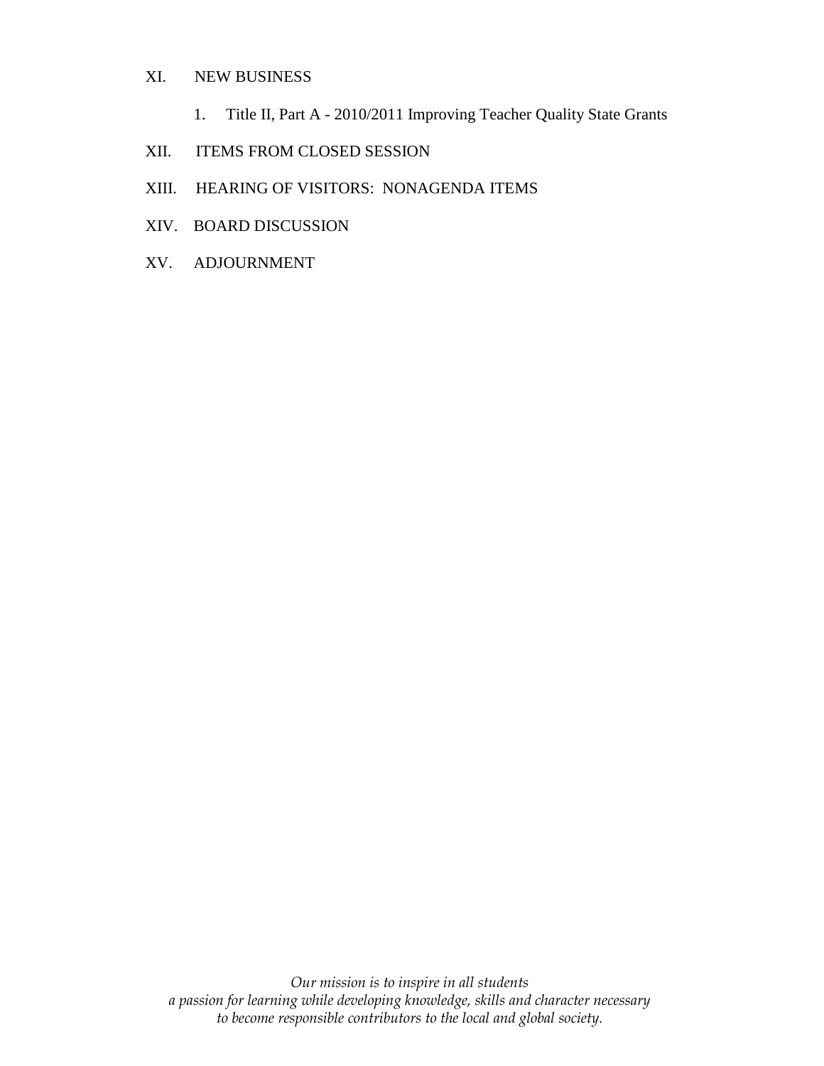XI. NEW BUSINESS

1. Title II, Part A - 2010/2011 Improving Teacher Quality State Grants

XII. ITEMS FROM CLOSED SESSION

XIII. HEARING OF VISITORS: NONAGENDA ITEMS

XIV. BOARD DISCUSSION

XV. ADJOURNMENT

*Our mission is to inspire in all students a passion for learning while developing knowledge, skills and character necessary to become responsible contributors to the local and global society.*